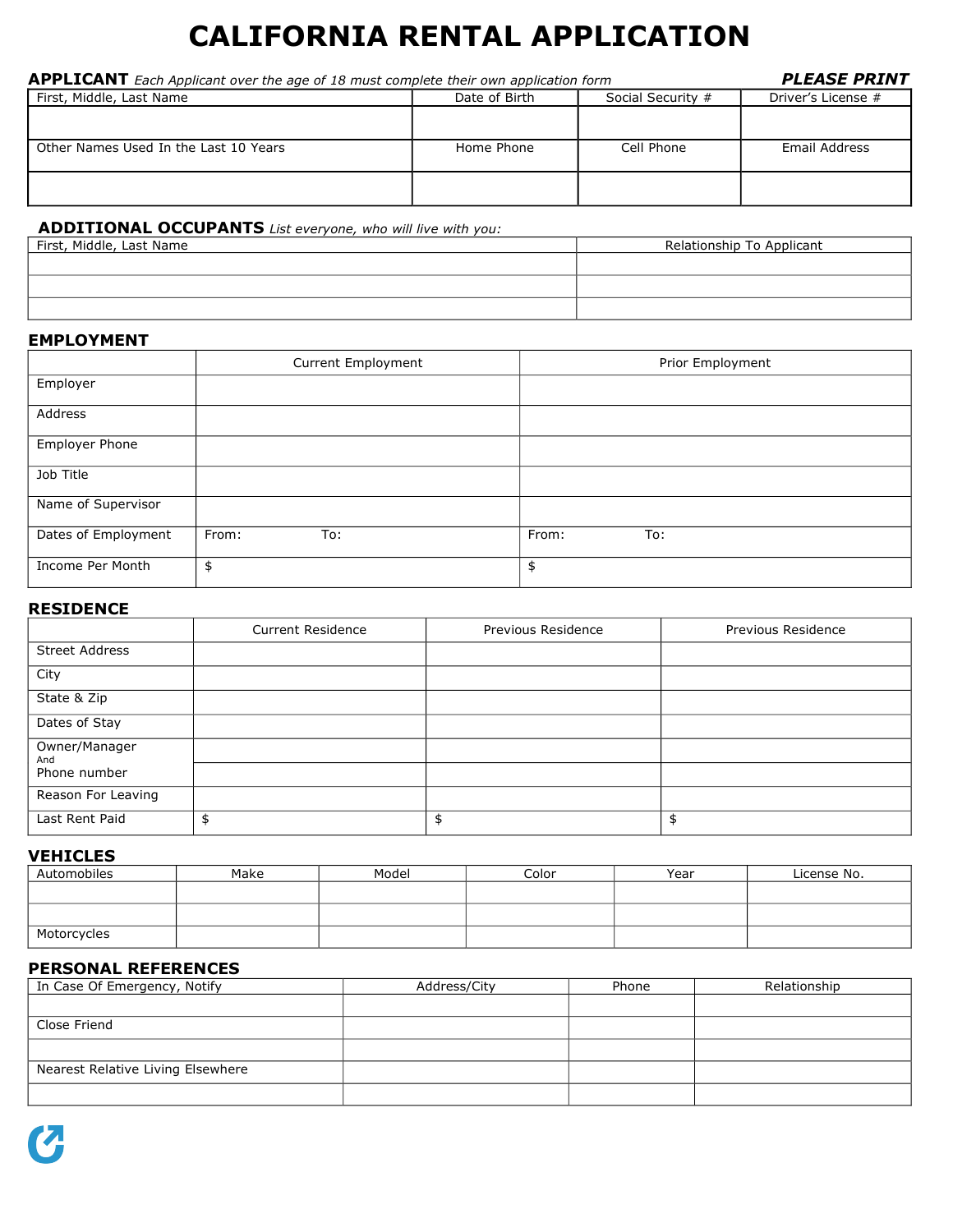# CALIFORNIA RENTAL APPLICATION

## APPLICANT *Each Applicant over the age of 18 must complete their own application form* ***PLEASE PRINT***

| First, Middle, Last Name | Date of Birth | Social Security # | Driver's License # |
|---|---|---|---|
| | | | |
| **Other Names Used In the Last 10 Years** | **Home Phone** | **Cell Phone** | **Email Address** |
| | | | |

## ADDITIONAL OCCUPANTS *List everyone, who will live with you:*

| First, Middle, Last Name | Relationship To Applicant |
|---|---|
| | |
| | |
| | |

## EMPLOYMENT

| | Current Employment | Prior Employment |
|---|---|---|
| Employer | | |
| Address | | |
| Employer Phone | | |
| Job Title | | |
| Name of Supervisor | | |
| Dates of Employment | From: To: | From: To: |
| Income Per Month | $ | $ |

## RESIDENCE

| | Current Residence | Previous Residence | Previous Residence |
|---|---|---|---|
| Street Address | | | |
| City | | | |
| State & Zip | | | |
| Dates of Stay | | | |
| Owner/Manager And Phone number | | | |
| | | | |
| Reason For Leaving | | | |
| Last Rent Paid | $ | $ | $ |

## VEHICLES

| Automobiles | Make | Model | Color | Year | License No. |
|---|---|---|---|---|---|
| | | | | | |
| | | | | | |
| Motorcycles | | | | | |

## PERSONAL REFERENCES

| In Case Of Emergency, Notify | Address/City | Phone | Relationship |
|---|---|---|---|
| | | | |
| Close Friend | | | |
| | | | |
| Nearest Relative Living Elsewhere | | | |
| | | | |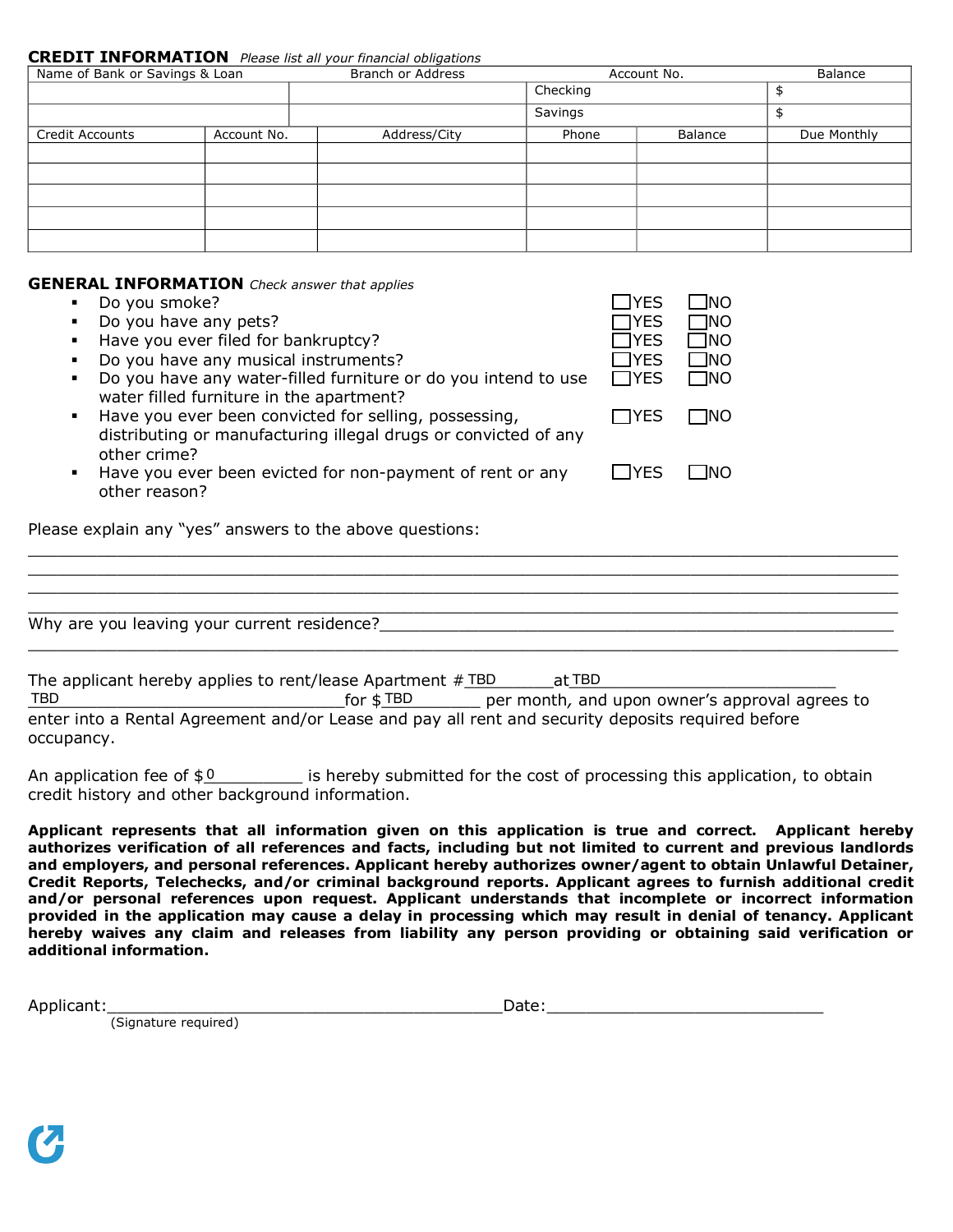**CREDIT INFORMATION** *Please list all your financial obligations*

| Name of Bank or Savings & Loan | Branch or Address | Account No. | Balance |
|---|---|---|---|
| | | Checking | $ |
| | | Savings | $ |

| Credit Accounts | Account No. | Address/City | Phone | Balance | Due Monthly |
|---|---|---|---|---|---|
| | | | | | |
| | | | | | |
| | | | | | |
| | | | | | |
| | | | | | |

**GENERAL INFORMATION** *Check answer that applies*

- Do you smoke? ☐YES ☐NO
- Do you have any pets? ☐YES ☐NO
- Have you ever filed for bankruptcy? ☐YES ☐NO
- Do you have any musical instruments? ☐YES ☐NO
- Do you have any water-filled furniture or do you intend to use water filled furniture in the apartment? ☐YES ☐NO
- Have you ever been convicted for selling, possessing, distributing or manufacturing illegal drugs or convicted of any other crime? ☐YES ☐NO
- Have you ever been evicted for non-payment of rent or any other reason? ☐YES ☐NO

Please explain any "yes" answers to the above questions:

____________________________________________________________________________

____________________________________________________________________________

____________________________________________________________________________

____________________________________________________________________________

Why are you leaving your current residence?__________________________________

____________________________________________________________________________

The applicant hereby applies to rent/lease Apartment # TBD at TBD TBD for $ TBD per month, and upon owner's approval agrees to enter into a Rental Agreement and/or Lease and pay all rent and security deposits required before occupancy.

An application fee of $ 0 is hereby submitted for the cost of processing this application, to obtain credit history and other background information.

**Applicant represents that all information given on this application is true and correct. Applicant hereby authorizes verification of all references and facts, including but not limited to current and previous landlords and employers, and personal references. Applicant hereby authorizes owner/agent to obtain Unlawful Detainer, Credit Reports, Telechecks, and/or criminal background reports. Applicant agrees to furnish additional credit and/or personal references upon request. Applicant understands that incomplete or incorrect information provided in the application may cause a delay in processing which may result in denial of tenancy. Applicant hereby waives any claim and releases from liability any person providing or obtaining said verification or additional information.**

Applicant:____________________________________ Date:_________________________
(Signature required)